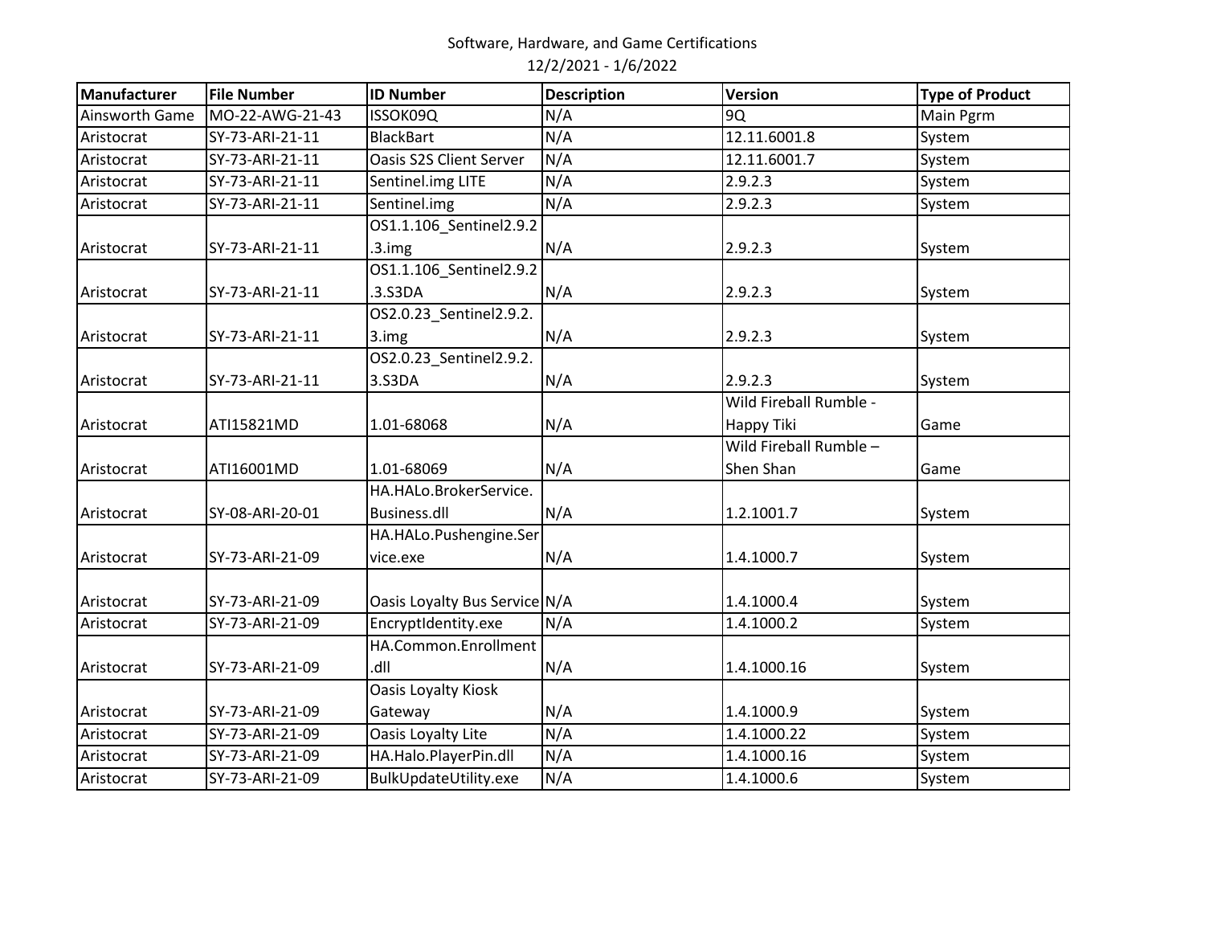# Software, Hardware, and Game Certifications

12/2/2021 - 1/6/2022

| Manufacturer | File Number | ID Number | Description | Version | Type of Product |
|---|---|---|---|---|---|
| Ainsworth Game | MO-22-AWG-21-43 | ISSOK09Q | N/A | 9Q | Main Pgrm |
| Aristocrat | SY-73-ARI-21-11 | BlackBart | N/A | 12.11.6001.8 | System |
| Aristocrat | SY-73-ARI-21-11 | Oasis S2S Client Server | N/A | 12.11.6001.7 | System |
| Aristocrat | SY-73-ARI-21-11 | Sentinel.img LITE | N/A | 2.9.2.3 | System |
| Aristocrat | SY-73-ARI-21-11 | Sentinel.img | N/A | 2.9.2.3 | System |
| Aristocrat | SY-73-ARI-21-11 | OS1.1.106_Sentinel2.9.2.3.img | N/A | 2.9.2.3 | System |
| Aristocrat | SY-73-ARI-21-11 | OS1.1.106_Sentinel2.9.2.3.S3DA | N/A | 2.9.2.3 | System |
| Aristocrat | SY-73-ARI-21-11 | OS2.0.23_Sentinel2.9.2.3.img | N/A | 2.9.2.3 | System |
| Aristocrat | SY-73-ARI-21-11 | OS2.0.23_Sentinel2.9.2.3.S3DA | N/A | 2.9.2.3 | System |
| Aristocrat | ATI15821MD | 1.01-68068 | N/A | Wild Fireball Rumble - Happy Tiki | Game |
| Aristocrat | ATI16001MD | 1.01-68069 | N/A | Wild Fireball Rumble – Shen Shan | Game |
| Aristocrat | SY-08-ARI-20-01 | HA.HALo.BrokerService.Business.dll | N/A | 1.2.1001.7 | System |
| Aristocrat | SY-73-ARI-21-09 | HA.HALo.Pushengine.Service.exe | N/A | 1.4.1000.7 | System |
| Aristocrat | SY-73-ARI-21-09 | Oasis Loyalty Bus Service | N/A | 1.4.1000.4 | System |
| Aristocrat | SY-73-ARI-21-09 | EncryptIdentity.exe | N/A | 1.4.1000.2 | System |
| Aristocrat | SY-73-ARI-21-09 | HA.Common.Enrollment.dll | N/A | 1.4.1000.16 | System |
| Aristocrat | SY-73-ARI-21-09 | Oasis Loyalty Kiosk Gateway | N/A | 1.4.1000.9 | System |
| Aristocrat | SY-73-ARI-21-09 | Oasis Loyalty Lite | N/A | 1.4.1000.22 | System |
| Aristocrat | SY-73-ARI-21-09 | HA.Halo.PlayerPin.dll | N/A | 1.4.1000.16 | System |
| Aristocrat | SY-73-ARI-21-09 | BulkUpdateUtility.exe | N/A | 1.4.1000.6 | System |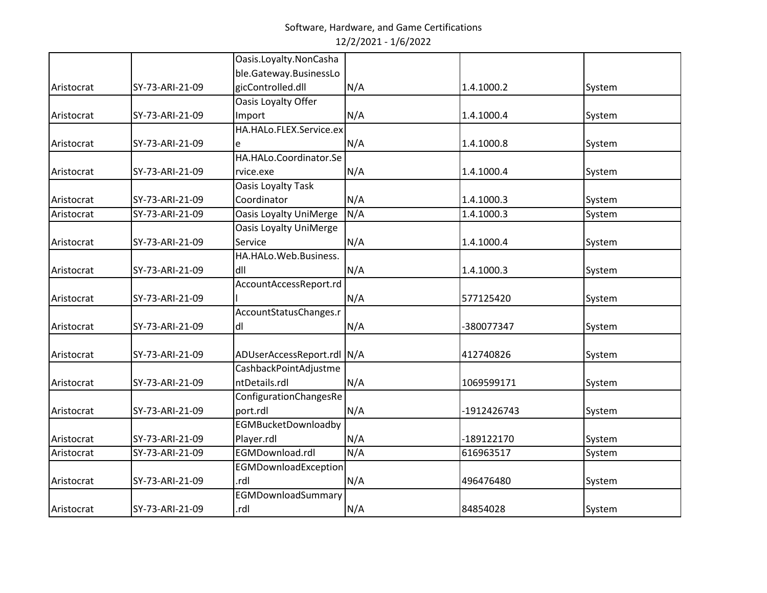| | | | | | |
|---|---|---|---|---|---|
| Aristocrat | SY-73-ARI-21-09 | Oasis.Loyalty.NonCashable.Gateway.BusinessLogicControlled.dll | N/A | 1.4.1000.2 | System |
| Aristocrat | SY-73-ARI-21-09 | Oasis Loyalty Offer Import | N/A | 1.4.1000.4 | System |
| Aristocrat | SY-73-ARI-21-09 | HA.HALo.FLEX.Service.exe | N/A | 1.4.1000.8 | System |
| Aristocrat | SY-73-ARI-21-09 | HA.HALo.Coordinator.Service.exe | N/A | 1.4.1000.4 | System |
| Aristocrat | SY-73-ARI-21-09 | Oasis Loyalty Task Coordinator | N/A | 1.4.1000.3 | System |
| Aristocrat | SY-73-ARI-21-09 | Oasis Loyalty UniMerge | N/A | 1.4.1000.3 | System |
| Aristocrat | SY-73-ARI-21-09 | Oasis Loyalty UniMerge Service | N/A | 1.4.1000.4 | System |
| Aristocrat | SY-73-ARI-21-09 | HA.HALo.Web.Business.dll | N/A | 1.4.1000.3 | System |
| Aristocrat | SY-73-ARI-21-09 | AccountAccessReport.rdl | N/A | 577125420 | System |
| Aristocrat | SY-73-ARI-21-09 | AccountStatusChanges.rdl | N/A | -380077347 | System |
| Aristocrat | SY-73-ARI-21-09 | ADUserAccessReport.rdl | N/A | 412740826 | System |
| Aristocrat | SY-73-ARI-21-09 | CashbackPointAdjustmentDetails.rdl | N/A | 1069599171 | System |
| Aristocrat | SY-73-ARI-21-09 | ConfigurationChangesReport.rdl | N/A | -1912426743 | System |
| Aristocrat | SY-73-ARI-21-09 | EGMBucketDownloadbyPlayer.rdl | N/A | -189122170 | System |
| Aristocrat | SY-73-ARI-21-09 | EGMDownload.rdl | N/A | 616963517 | System |
| Aristocrat | SY-73-ARI-21-09 | EGMDownloadException.rdl | N/A | 496476480 | System |
| Aristocrat | SY-73-ARI-21-09 | EGMDownloadSummary.rdl | N/A | 84854028 | System |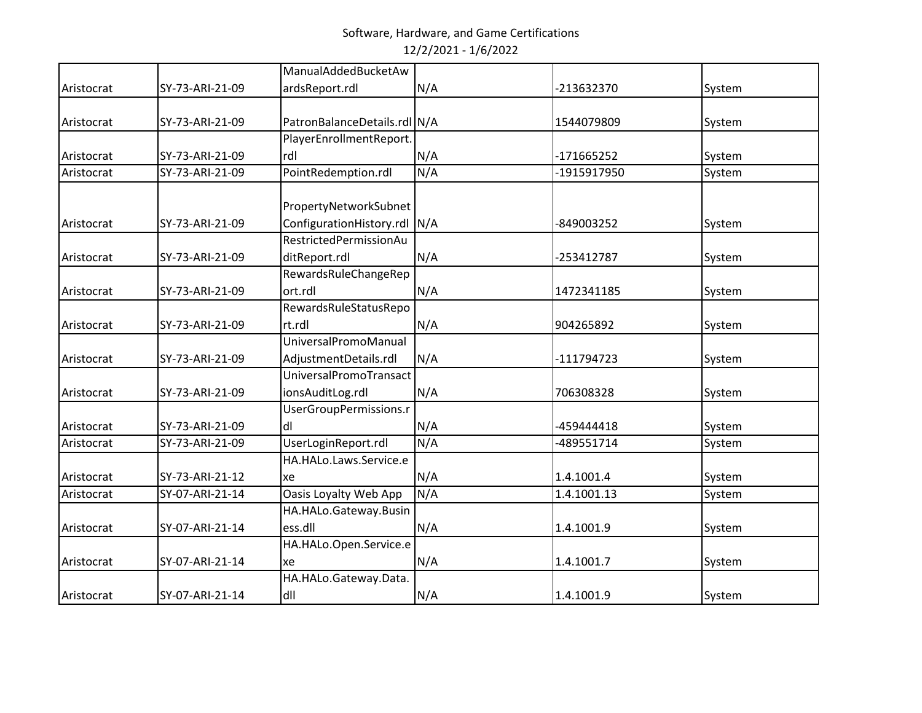Software, Hardware, and Game Certifications
12/2/2021 - 1/6/2022

| | | | | | |
|---|---|---|---|---|---|
| Aristocrat | SY-73-ARI-21-09 | ManualAddedBucketAwardsReport.rdl | N/A | -213632370 | System |
| Aristocrat | SY-73-ARI-21-09 | PatronBalanceDetails.rdl | N/A | 1544079809 | System |
| Aristocrat | SY-73-ARI-21-09 | PlayerEnrollmentReport.rdl | N/A | -171665252 | System |
| Aristocrat | SY-73-ARI-21-09 | PointRedemption.rdl | N/A | -1915917950 | System |
| Aristocrat | SY-73-ARI-21-09 | PropertyNetworkSubnetConfigurationHistory.rdl | N/A | -849003252 | System |
| Aristocrat | SY-73-ARI-21-09 | RestrictedPermissionAuditReport.rdl | N/A | -253412787 | System |
| Aristocrat | SY-73-ARI-21-09 | RewardsRuleChangeReport.rdl | N/A | 1472341185 | System |
| Aristocrat | SY-73-ARI-21-09 | RewardsRuleStatusReport.rdl | N/A | 904265892 | System |
| Aristocrat | SY-73-ARI-21-09 | UniversalPromoManualAdjustmentDetails.rdl | N/A | -111794723 | System |
| Aristocrat | SY-73-ARI-21-09 | UniversalPromoTransactionsAuditLog.rdl | N/A | 706308328 | System |
| Aristocrat | SY-73-ARI-21-09 | UserGroupPermissions.rdl | N/A | -459444418 | System |
| Aristocrat | SY-73-ARI-21-09 | UserLoginReport.rdl | N/A | -489551714 | System |
| Aristocrat | SY-73-ARI-21-12 | HA.HALo.Laws.Service.exe | N/A | 1.4.1001.4 | System |
| Aristocrat | SY-07-ARI-21-14 | Oasis Loyalty Web App | N/A | 1.4.1001.13 | System |
| Aristocrat | SY-07-ARI-21-14 | HA.HALo.Gateway.Business.dll | N/A | 1.4.1001.9 | System |
| Aristocrat | SY-07-ARI-21-14 | HA.HALo.Open.Service.exe | N/A | 1.4.1001.7 | System |
| Aristocrat | SY-07-ARI-21-14 | HA.HALo.Gateway.Data.dll | N/A | 1.4.1001.9 | System |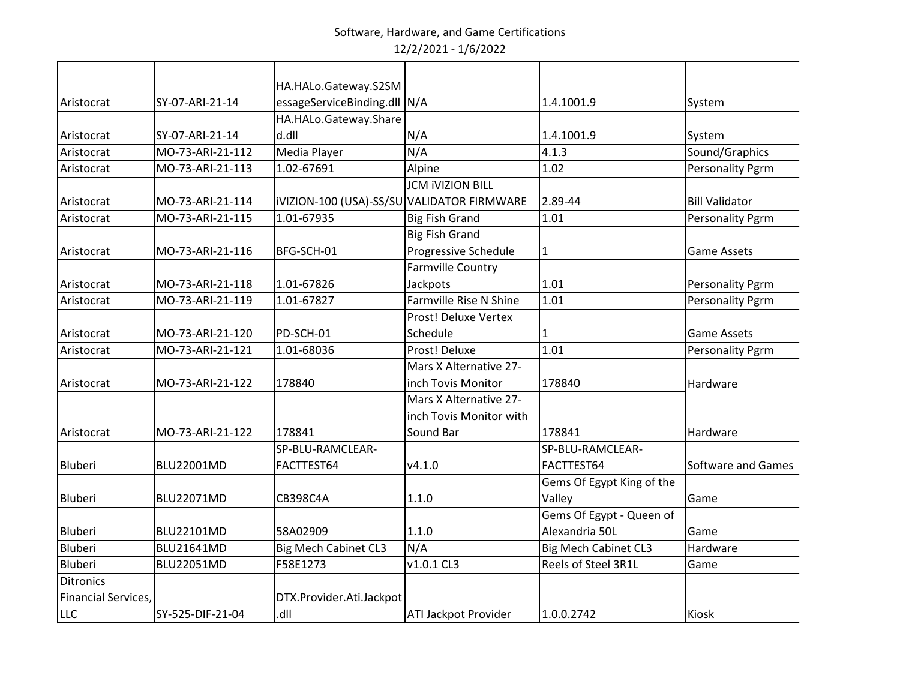Software, Hardware, and Game Certifications
12/2/2021 - 1/6/2022

| | | | | | |
|---|---|---|---|---|---|
| Aristocrat | SY-07-ARI-21-14 | HA.HALo.Gateway.S2SMessageServiceBinding.dll | N/A | 1.4.1001.9 | System |
| Aristocrat | SY-07-ARI-21-14 | HA.HALo.Gateway.Shared.dll | N/A | 1.4.1001.9 | System |
| Aristocrat | MO-73-ARI-21-112 | Media Player | N/A | 4.1.3 | Sound/Graphics |
| Aristocrat | MO-73-ARI-21-113 | 1.02-67691 | Alpine | 1.02 | Personality Pgrm |
| Aristocrat | MO-73-ARI-21-114 | iVIZION-100 (USA)-SS/SU | JCM iVIZION BILL VALIDATOR FIRMWARE | 2.89-44 | Bill Validator |
| Aristocrat | MO-73-ARI-21-115 | 1.01-67935 | Big Fish Grand | 1.01 | Personality Pgrm |
| Aristocrat | MO-73-ARI-21-116 | BFG-SCH-01 | Big Fish Grand Progressive Schedule | 1 | Game Assets |
| Aristocrat | MO-73-ARI-21-118 | 1.01-67826 | Farmville Country Jackpots | 1.01 | Personality Pgrm |
| Aristocrat | MO-73-ARI-21-119 | 1.01-67827 | Farmville Rise N Shine | 1.01 | Personality Pgrm |
| Aristocrat | MO-73-ARI-21-120 | PD-SCH-01 | Prost! Deluxe Vertex Schedule | 1 | Game Assets |
| Aristocrat | MO-73-ARI-21-121 | 1.01-68036 | Prost! Deluxe | 1.01 | Personality Pgrm |
| Aristocrat | MO-73-ARI-21-122 | 178840 | Mars X Alternative 27-inch Tovis Monitor | 178840 | Hardware |
| Aristocrat | MO-73-ARI-21-122 | 178841 | Mars X Alternative 27-inch Tovis Monitor with Sound Bar | 178841 | Hardware |
| Bluberi | BLU22001MD | SP-BLU-RAMCLEAR-FACTTEST64 | v4.1.0 | SP-BLU-RAMCLEAR-FACTTEST64 | Software and Games |
| Bluberi | BLU22071MD | CB398C4A | 1.1.0 | Gems Of Egypt King of the Valley | Game |
| Bluberi | BLU22101MD | 58A02909 | 1.1.0 | Gems Of Egypt - Queen of Alexandria 50L | Game |
| Bluberi | BLU21641MD | Big Mech Cabinet CL3 | N/A | Big Mech Cabinet CL3 | Hardware |
| Bluberi | BLU22051MD | F58E1273 | v1.0.1 CL3 | Reels of Steel 3R1L | Game |
| Ditronics Financial Services, LLC | SY-525-DIF-21-04 | DTX.Provider.Ati.Jackpot.dll | ATI Jackpot Provider | 1.0.0.2742 | Kiosk |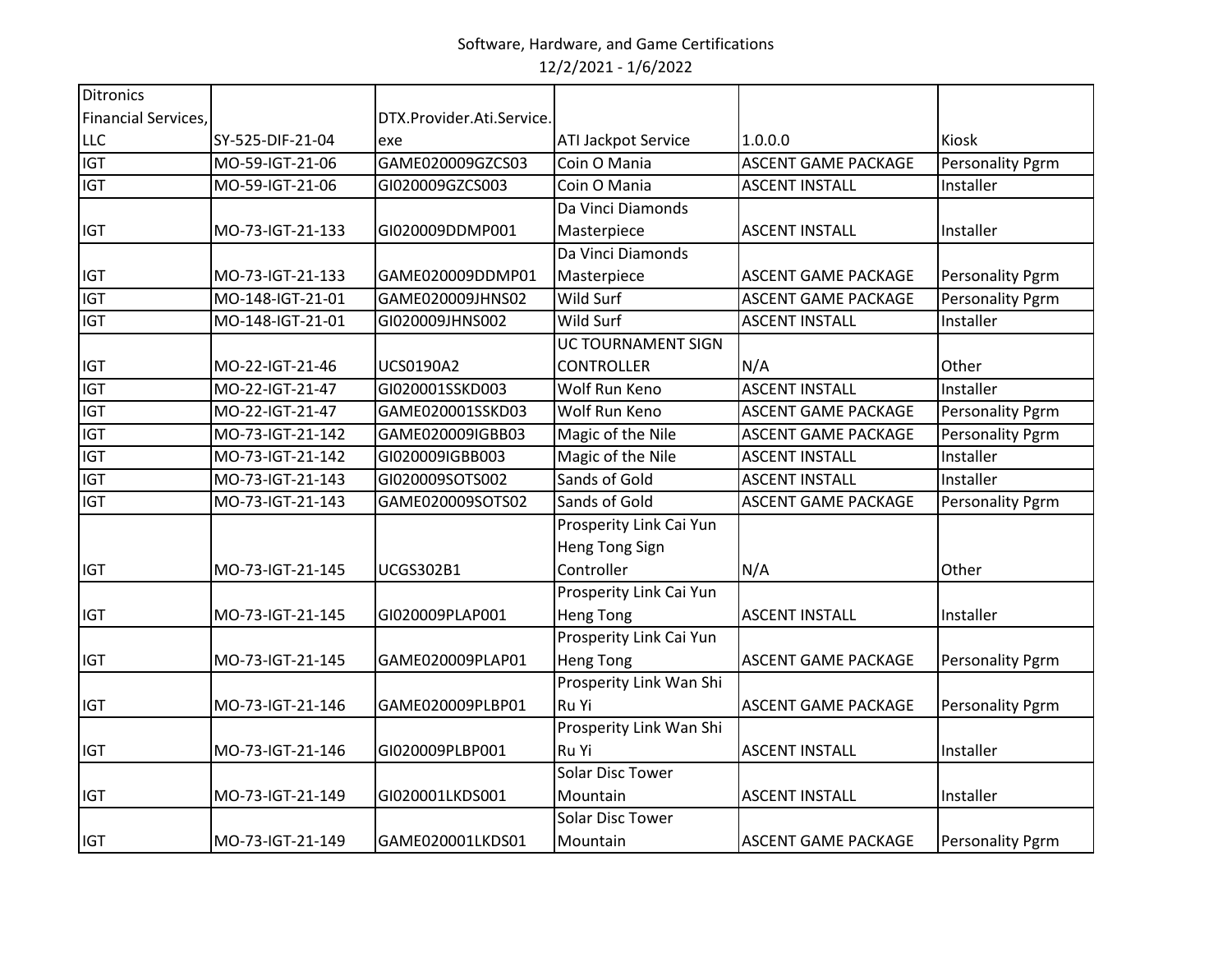Software, Hardware, and Game Certifications
12/2/2021 - 1/6/2022

| | | | | | |
|---|---|---|---|---|---|
| Ditronics Financial Services, LLC | SY-525-DIF-21-04 | DTX.Provider.Ati.Service.exe | ATI Jackpot Service | 1.0.0.0 | Kiosk |
| IGT | MO-59-IGT-21-06 | GAME020009GZCS03 | Coin O Mania | ASCENT GAME PACKAGE | Personality Pgrm |
| IGT | MO-59-IGT-21-06 | GI020009GZCS003 | Coin O Mania | ASCENT INSTALL | Installer |
| IGT | MO-73-IGT-21-133 | GI020009DDMP001 | Da Vinci Diamonds Masterpiece | ASCENT INSTALL | Installer |
| IGT | MO-73-IGT-21-133 | GAME020009DDMP01 | Da Vinci Diamonds Masterpiece | ASCENT GAME PACKAGE | Personality Pgrm |
| IGT | MO-148-IGT-21-01 | GAME020009JHNS02 | Wild Surf | ASCENT GAME PACKAGE | Personality Pgrm |
| IGT | MO-148-IGT-21-01 | GI020009JHNS002 | Wild Surf | ASCENT INSTALL | Installer |
| IGT | MO-22-IGT-21-46 | UCS0190A2 | UC TOURNAMENT SIGN CONTROLLER | N/A | Other |
| IGT | MO-22-IGT-21-47 | GI020001SSKD003 | Wolf Run Keno | ASCENT INSTALL | Installer |
| IGT | MO-22-IGT-21-47 | GAME020001SSKD03 | Wolf Run Keno | ASCENT GAME PACKAGE | Personality Pgrm |
| IGT | MO-73-IGT-21-142 | GAME020009IGBB03 | Magic of the Nile | ASCENT GAME PACKAGE | Personality Pgrm |
| IGT | MO-73-IGT-21-142 | GI020009IGBB003 | Magic of the Nile | ASCENT INSTALL | Installer |
| IGT | MO-73-IGT-21-143 | GI020009SOTS002 | Sands of Gold | ASCENT INSTALL | Installer |
| IGT | MO-73-IGT-21-143 | GAME020009SOTS02 | Sands of Gold | ASCENT GAME PACKAGE | Personality Pgrm |
| IGT | MO-73-IGT-21-145 | UCGS302B1 | Prosperity Link Cai Yun Heng Tong Sign Controller | N/A | Other |
| IGT | MO-73-IGT-21-145 | GI020009PLAP001 | Prosperity Link Cai Yun Heng Tong | ASCENT INSTALL | Installer |
| IGT | MO-73-IGT-21-145 | GAME020009PLAP01 | Prosperity Link Cai Yun Heng Tong | ASCENT GAME PACKAGE | Personality Pgrm |
| IGT | MO-73-IGT-21-146 | GAME020009PLBP01 | Prosperity Link Wan Shi Ru Yi | ASCENT GAME PACKAGE | Personality Pgrm |
| IGT | MO-73-IGT-21-146 | GI020009PLBP001 | Prosperity Link Wan Shi Ru Yi | ASCENT INSTALL | Installer |
| IGT | MO-73-IGT-21-149 | GI020001LKDS001 | Solar Disc Tower Mountain | ASCENT INSTALL | Installer |
| IGT | MO-73-IGT-21-149 | GAME020001LKDS01 | Solar Disc Tower Mountain | ASCENT GAME PACKAGE | Personality Pgrm |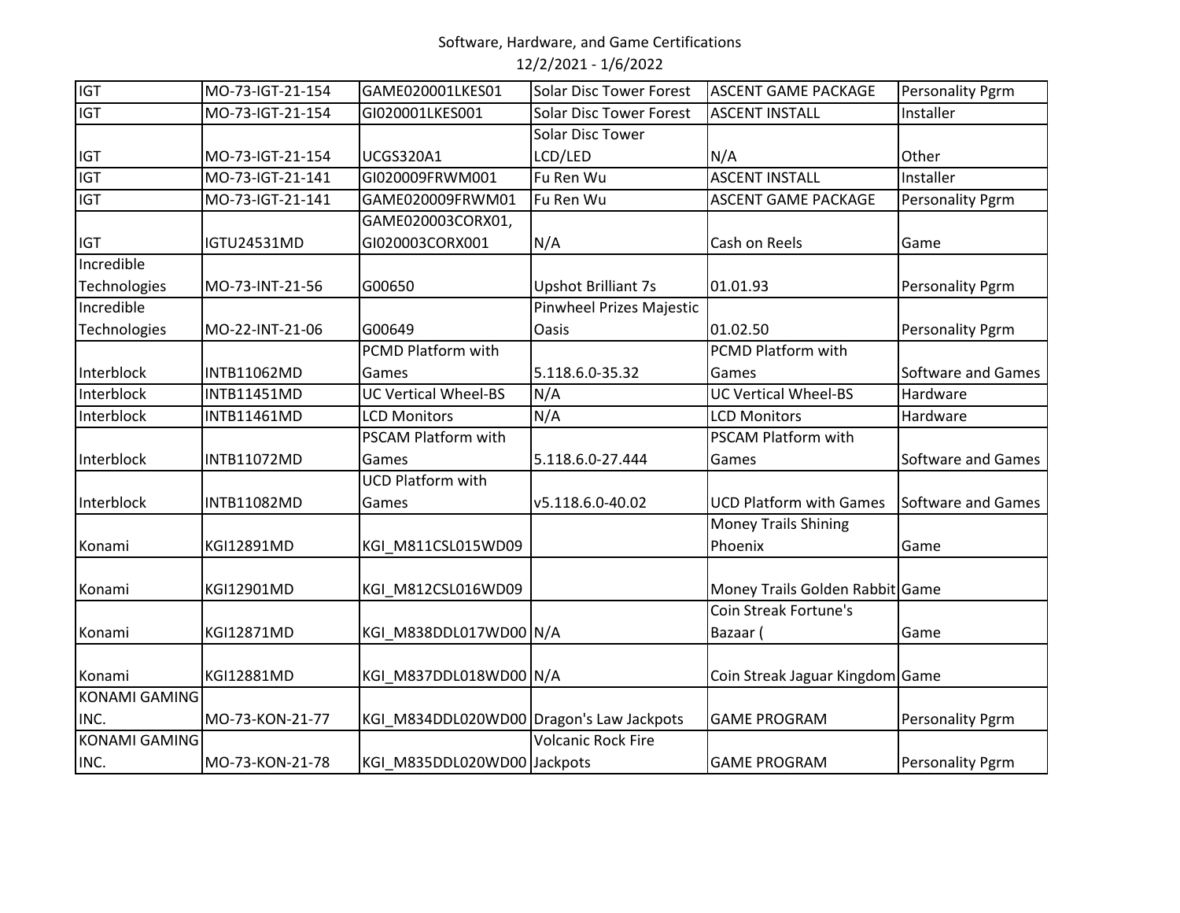Software, Hardware, and Game Certifications

12/2/2021 - 1/6/2022

| | | | | | |
|---|---|---|---|---|---|
| IGT | MO-73-IGT-21-154 | GAME020001LKES01 | Solar Disc Tower Forest | ASCENT GAME PACKAGE | Personality Pgrm |
| IGT | MO-73-IGT-21-154 | GI020001LKES001 | Solar Disc Tower Forest | ASCENT INSTALL | Installer |
| IGT | MO-73-IGT-21-154 | UCGS320A1 | Solar Disc Tower LCD/LED | N/A | Other |
| IGT | MO-73-IGT-21-141 | GI020009FRWM001 | Fu Ren Wu | ASCENT INSTALL | Installer |
| IGT | MO-73-IGT-21-141 | GAME020009FRWM01 | Fu Ren Wu | ASCENT GAME PACKAGE | Personality Pgrm |
| IGT | IGTU24531MD | GAME020003CORX01, GI020003CORX001 | N/A | Cash on Reels | Game |
| Incredible Technologies | MO-73-INT-21-56 | G00650 | Upshot Brilliant 7s | 01.01.93 | Personality Pgrm |
| Incredible Technologies | MO-22-INT-21-06 | G00649 | Pinwheel Prizes Majestic Oasis | 01.02.50 | Personality Pgrm |
| Interblock | INTB11062MD | PCMD Platform with Games | 5.118.6.0-35.32 | PCMD Platform with Games | Software and Games |
| Interblock | INTB11451MD | UC Vertical Wheel-BS | N/A | UC Vertical Wheel-BS | Hardware |
| Interblock | INTB11461MD | LCD Monitors | N/A | LCD Monitors | Hardware |
| Interblock | INTB11072MD | PSCAM Platform with Games | 5.118.6.0-27.444 | PSCAM Platform with Games | Software and Games |
| Interblock | INTB11082MD | UCD Platform with Games | v5.118.6.0-40.02 | UCD Platform with Games | Software and Games |
| Konami | KGI12891MD | KGI_M811CSL015WD09 | | Money Trails Shining Phoenix | Game |
| Konami | KGI12901MD | KGI_M812CSL016WD09 | | Money Trails Golden Rabbit | Game |
| Konami | KGI12871MD | KGI_M838DDL017WD00 | N/A | Coin Streak Fortune's Bazaar ( | Game |
| Konami | KGI12881MD | KGI_M837DDL018WD00 | N/A | Coin Streak Jaguar Kingdom | Game |
| KONAMI GAMING INC. | MO-73-KON-21-77 | KGI_M834DDL020WD00 | Dragon's Law Jackpots | GAME PROGRAM | Personality Pgrm |
| KONAMI GAMING INC. | MO-73-KON-21-78 | KGI_M835DDL020WD00 | Volcanic Rock Fire Jackpots | GAME PROGRAM | Personality Pgrm |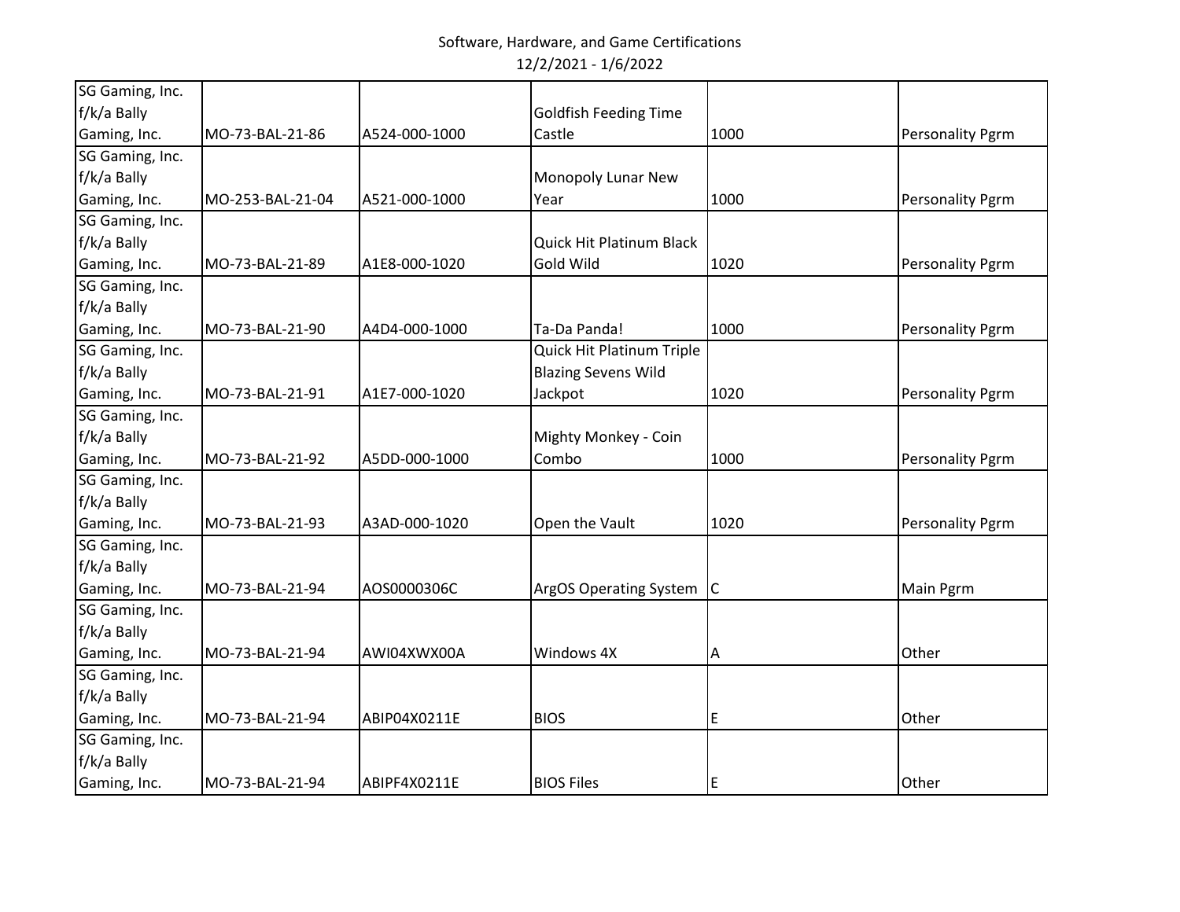| | | | | | |
|---|---|---|---|---|---|
| SG Gaming, Inc. f/k/a Bally Gaming, Inc. | MO-73-BAL-21-86 | A524-000-1000 | Goldfish Feeding Time Castle | 1000 | Personality Pgrm |
| SG Gaming, Inc. f/k/a Bally Gaming, Inc. | MO-253-BAL-21-04 | A521-000-1000 | Monopoly Lunar New Year | 1000 | Personality Pgrm |
| SG Gaming, Inc. f/k/a Bally Gaming, Inc. | MO-73-BAL-21-89 | A1E8-000-1020 | Quick Hit Platinum Black Gold Wild | 1020 | Personality Pgrm |
| SG Gaming, Inc. f/k/a Bally Gaming, Inc. | MO-73-BAL-21-90 | A4D4-000-1000 | Ta-Da Panda! | 1000 | Personality Pgrm |
| SG Gaming, Inc. f/k/a Bally Gaming, Inc. | MO-73-BAL-21-91 | A1E7-000-1020 | Quick Hit Platinum Triple Blazing Sevens Wild Jackpot | 1020 | Personality Pgrm |
| SG Gaming, Inc. f/k/a Bally Gaming, Inc. | MO-73-BAL-21-92 | A5DD-000-1000 | Mighty Monkey - Coin Combo | 1000 | Personality Pgrm |
| SG Gaming, Inc. f/k/a Bally Gaming, Inc. | MO-73-BAL-21-93 | A3AD-000-1020 | Open the Vault | 1020 | Personality Pgrm |
| SG Gaming, Inc. f/k/a Bally Gaming, Inc. | MO-73-BAL-21-94 | AOS0000306C | ArgOS Operating System | C | Main Pgrm |
| SG Gaming, Inc. f/k/a Bally Gaming, Inc. | MO-73-BAL-21-94 | AWI04XWX00A | Windows 4X | A | Other |
| SG Gaming, Inc. f/k/a Bally Gaming, Inc. | MO-73-BAL-21-94 | ABIP04X0211E | BIOS | E | Other |
| SG Gaming, Inc. f/k/a Bally Gaming, Inc. | MO-73-BAL-21-94 | ABIPF4X0211E | BIOS Files | E | Other |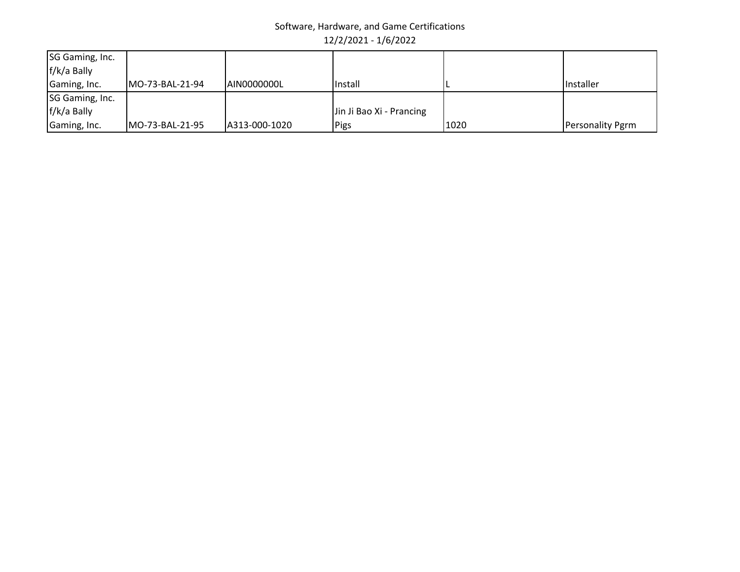Software, Hardware, and Game Certifications

12/2/2021 - 1/6/2022

| | | | | | |
|---|---|---|---|---|---|
| SG Gaming, Inc. f/k/a Bally Gaming, Inc. | MO-73-BAL-21-94 | AIN0000000L | Install | L | Installer |
| SG Gaming, Inc. f/k/a Bally Gaming, Inc. | MO-73-BAL-21-95 | A313-000-1020 | Jin Ji Bao Xi - Prancing Pigs | 1020 | Personality Pgrm |